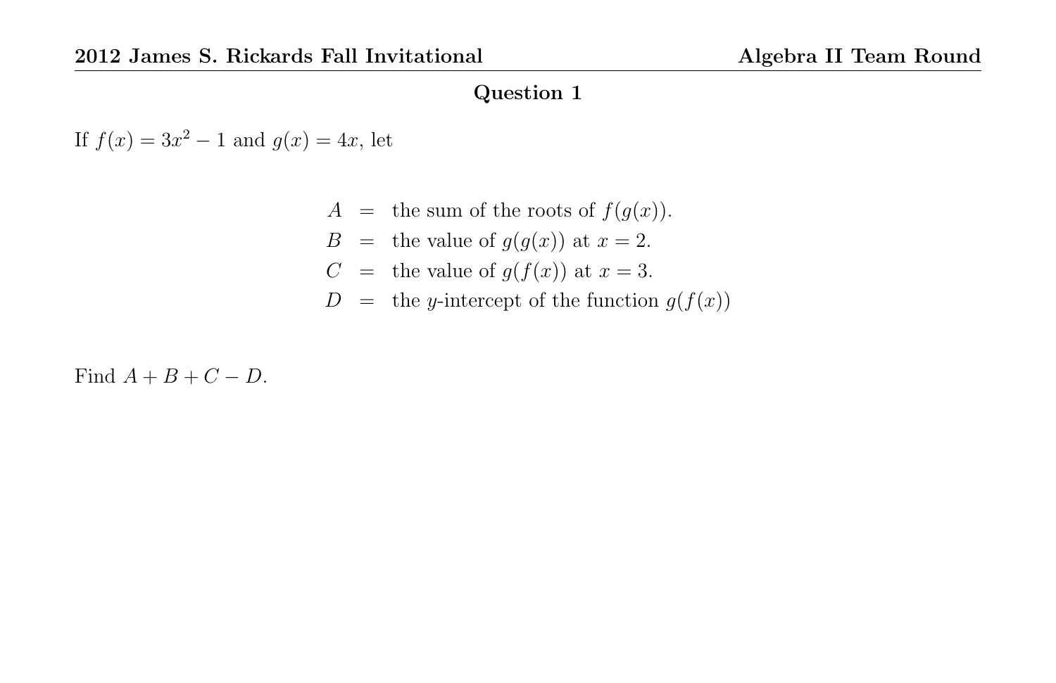## Question 1

If $f(x) = 3x^2 - 1$ and $g(x) = 4x$, let

$$
\begin{aligned}
A &= \text{the sum of the roots of } f(g(x)). \\
B &= \text{the value of } g(g(x)) \text{ at } x = 2. \\
C &= \text{the value of } g(f(x)) \text{ at } x = 3. \\
D &= \text{the } y\text{-intercept of the function } g(f(x))
\end{aligned}
$$

Find $A + B + C - D$.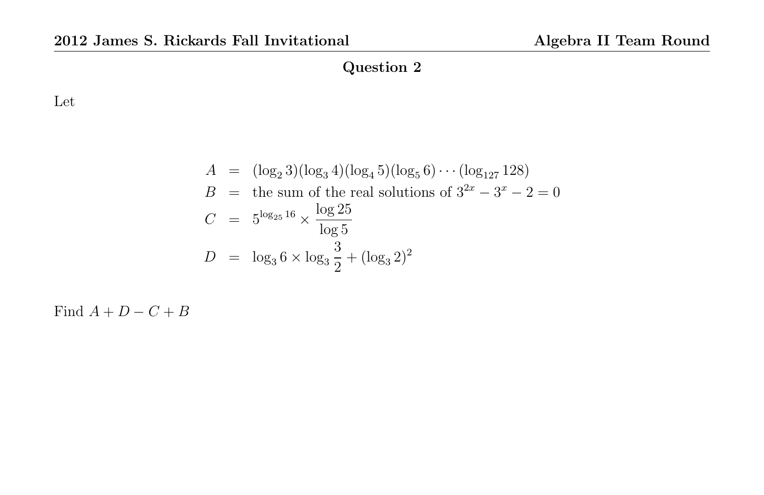## Question 2

Let

$$
\begin{aligned}
A &= (\log_2 3)(\log_3 4)(\log_4 5)(\log_5 6)\cdots(\log_{127} 128) \\
B &= \text{the sum of the real solutions of } 3^{2x} - 3^x - 2 = 0 \\
C &= 5^{\log_{25} 16} \times \frac{\log 25}{\log 5} \\
D &= \log_3 6 \times \log_3 \frac{3}{2} + (\log_3 2)^2
\end{aligned}
$$

Find $A + D - C + B$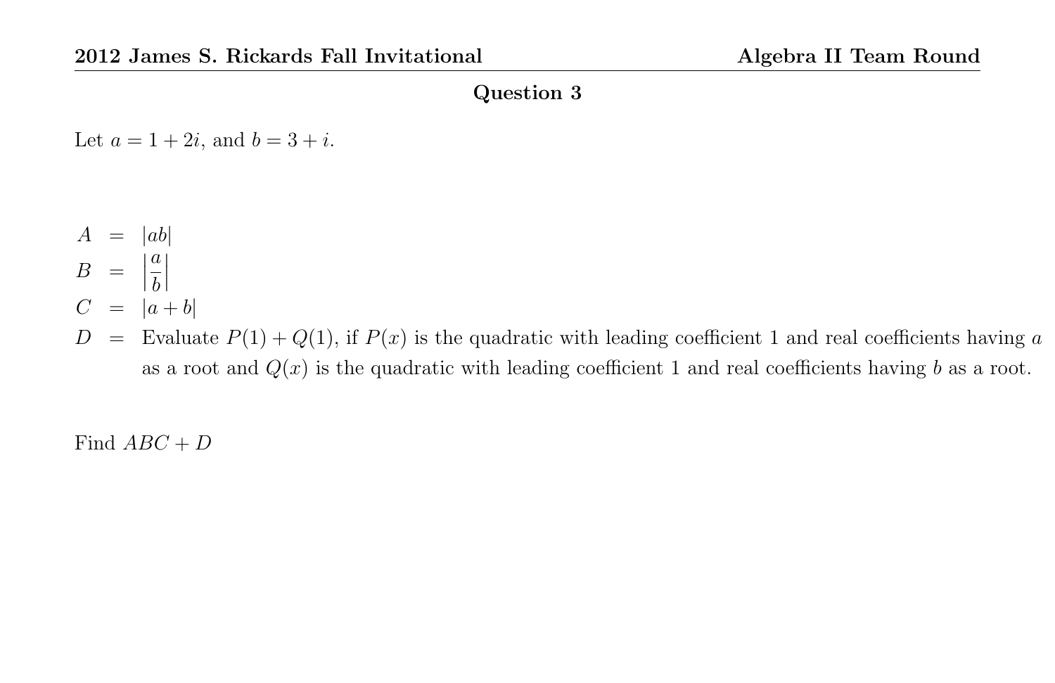## Question 3

Let $a = 1 + 2i$, and $b = 3 + i$.

$$
\begin{aligned}
A &= |ab| \\
B &= \left|\frac{a}{b}\right| \\
C &= |a + b|
\end{aligned}
$$

$D$ = Evaluate $P(1) + Q(1)$, if $P(x)$ is the quadratic with leading coefficient 1 and real coefficients having $a$ as a root and $Q(x)$ is the quadratic with leading coefficient 1 and real coefficients having $b$ as a root.

Find $ABC + D$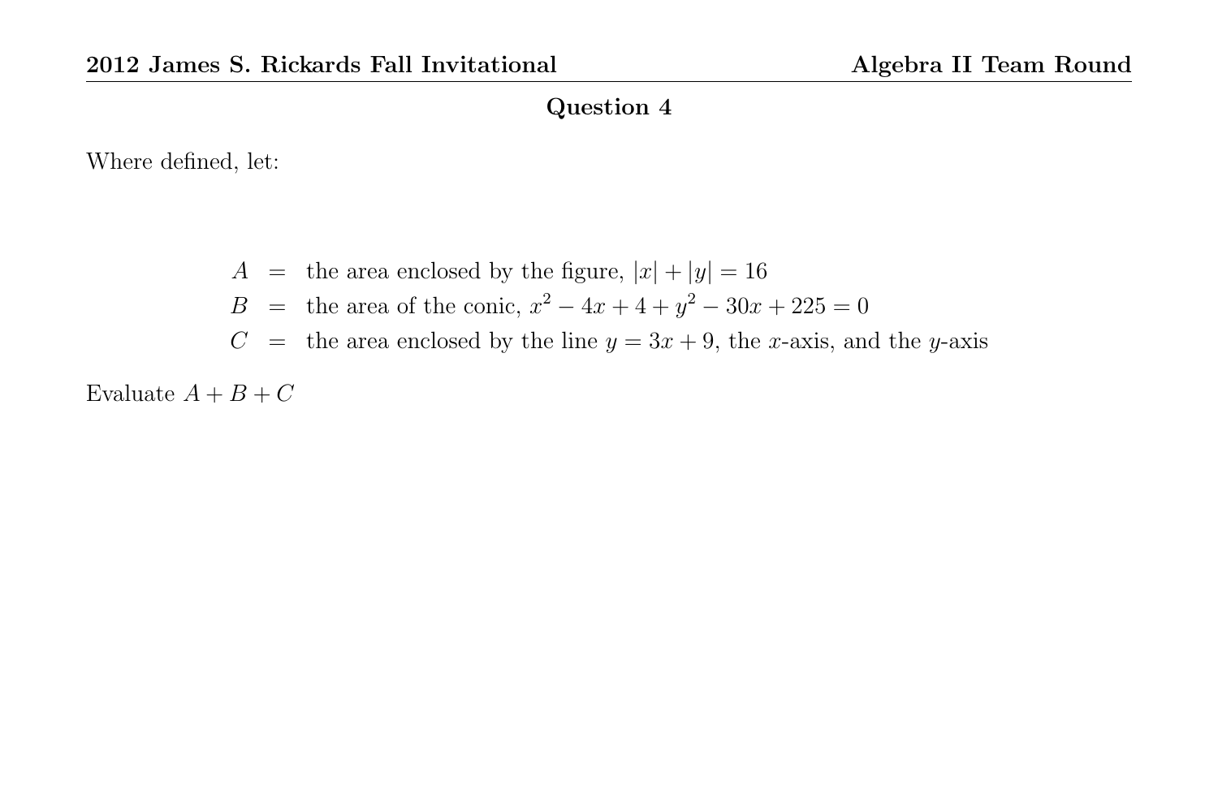## Question 4

Where defined, let:

$$
\begin{aligned}
A &= \text{the area enclosed by the figure, } |x| + |y| = 16 \\
B &= \text{the area of the conic, } x^2 - 4x + 4 + y^2 - 30x + 225 = 0 \\
C &= \text{the area enclosed by the line } y = 3x + 9\text{, the } x\text{-axis, and the } y\text{-axis}
\end{aligned}
$$

Evaluate $A + B + C$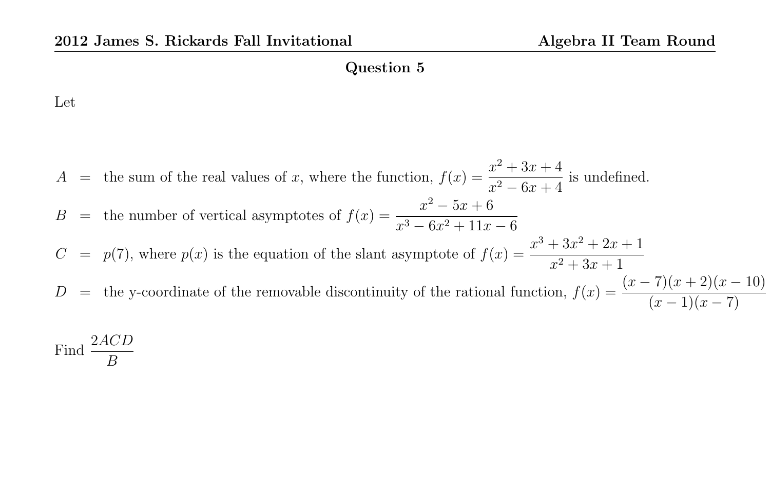## Question 5

Let

$A$ = the sum of the real values of $x$, where the function, $f(x) = \dfrac{x^2 + 3x + 4}{x^2 - 6x + 4}$ is undefined.

$B$ = the number of vertical asymptotes of $f(x) = \dfrac{x^2 - 5x + 6}{x^3 - 6x^2 + 11x - 6}$

$C$ = $p(7)$, where $p(x)$ is the equation of the slant asymptote of $f(x) = \dfrac{x^3 + 3x^2 + 2x + 1}{x^2 + 3x + 1}$

$D$ = the y-coordinate of the removable discontinuity of the rational function, $f(x) = \dfrac{(x-7)(x+2)(x-10)}{(x-1)(x-7)}$

Find $\dfrac{2ACD}{B}$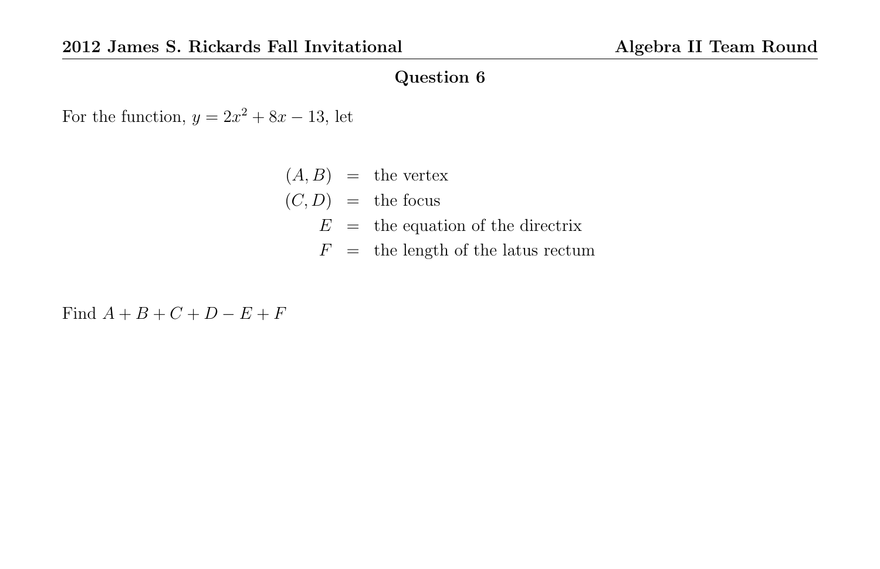## Question 6

For the function, $y = 2x^2 + 8x - 13$, let

$$
\begin{aligned}
(A, B) &= \text{the vertex} \\
(C, D) &= \text{the focus} \\
E &= \text{the equation of the directrix} \\
F &= \text{the length of the latus rectum}
\end{aligned}
$$

Find $A + B + C + D - E + F$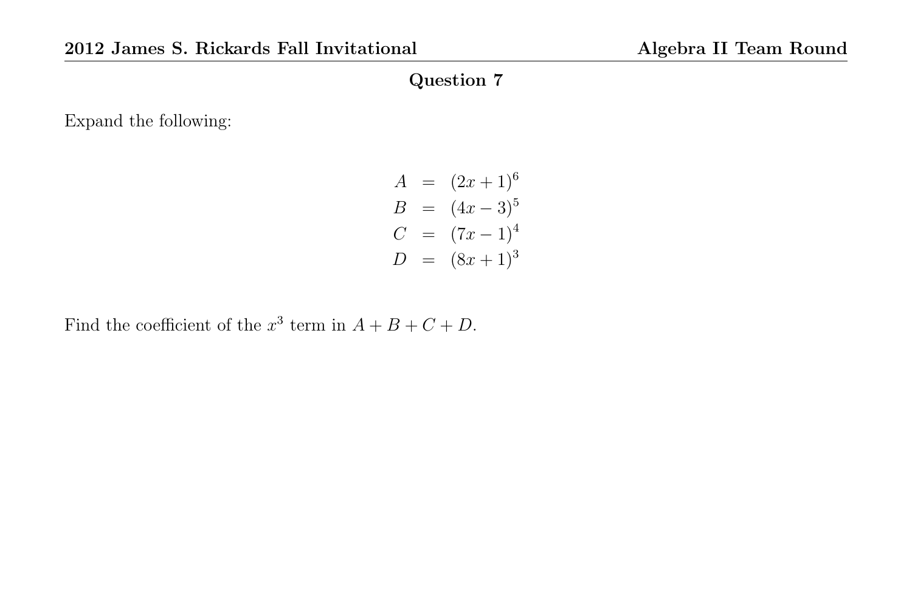## Question 7

Expand the following:

$$
\begin{aligned}
A &= (2x+1)^6 \\
B &= (4x-3)^5 \\
C &= (7x-1)^4 \\
D &= (8x+1)^3
\end{aligned}
$$

Find the coefficient of the $x^3$ term in $A+B+C+D$.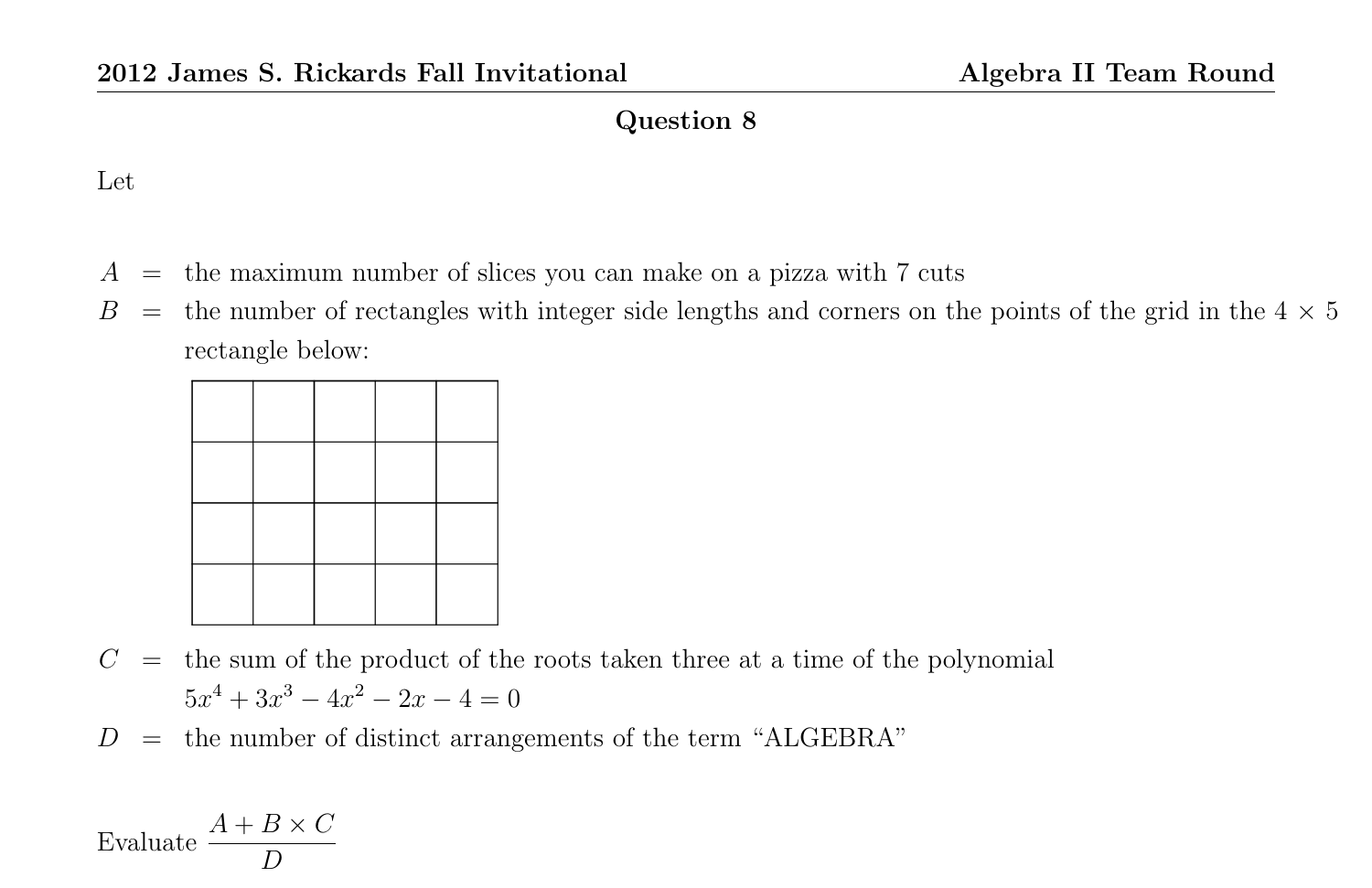## Question 8

Let

$A$ = the maximum number of slices you can make on a pizza with 7 cuts

$B$ = the number of rectangles with integer side lengths and corners on the points of the grid in the $4 \times 5$ rectangle below:

$C$ = the sum of the product of the roots taken three at a time of the polynomial $5x^4 + 3x^3 - 4x^2 - 2x - 4 = 0$

$D$ = the number of distinct arrangements of the term "ALGEBRA"

Evaluate $\dfrac{A + B \times C}{D}$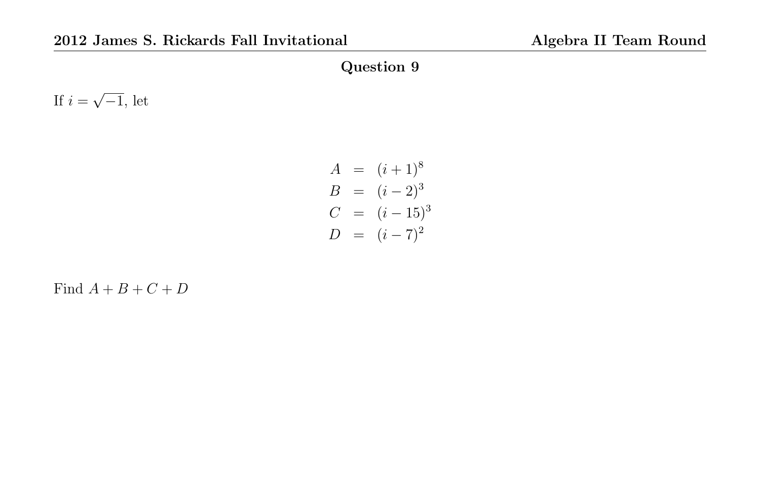## Question 9

If $i = \sqrt{-1}$, let

$$\begin{aligned} A &= (i+1)^8 \\ B &= (i-2)^3 \\ C &= (i-15)^3 \\ D &= (i-7)^2 \end{aligned}$$

Find $A + B + C + D$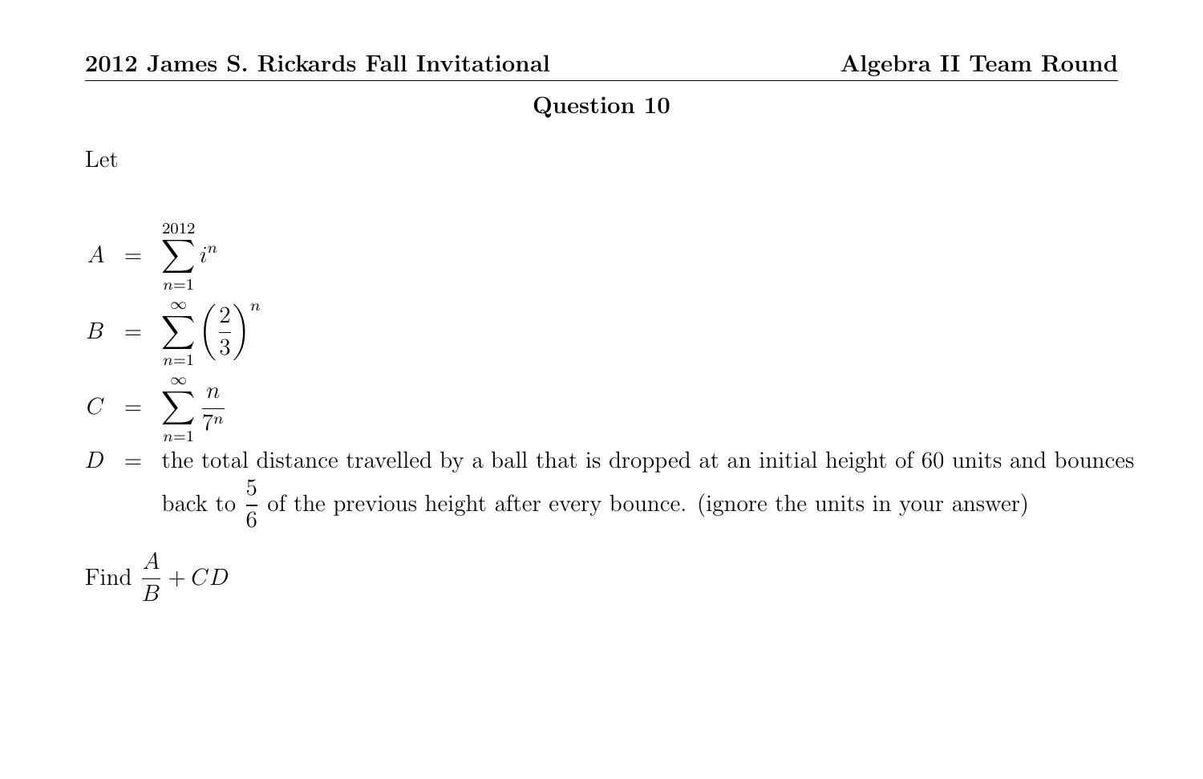## Question 10

Let

$$
\begin{aligned}
A &= \sum_{n=1}^{2012} i^n \\
B &= \sum_{n=1}^{\infty} \left(\frac{2}{3}\right)^n \\
C &= \sum_{n=1}^{\infty} \frac{n}{7^n}
\end{aligned}
$$

$D$ = the total distance travelled by a ball that is dropped at an initial height of 60 units and bounces back to $\frac{5}{6}$ of the previous height after every bounce. (ignore the units in your answer)

Find $\dfrac{A}{B} + CD$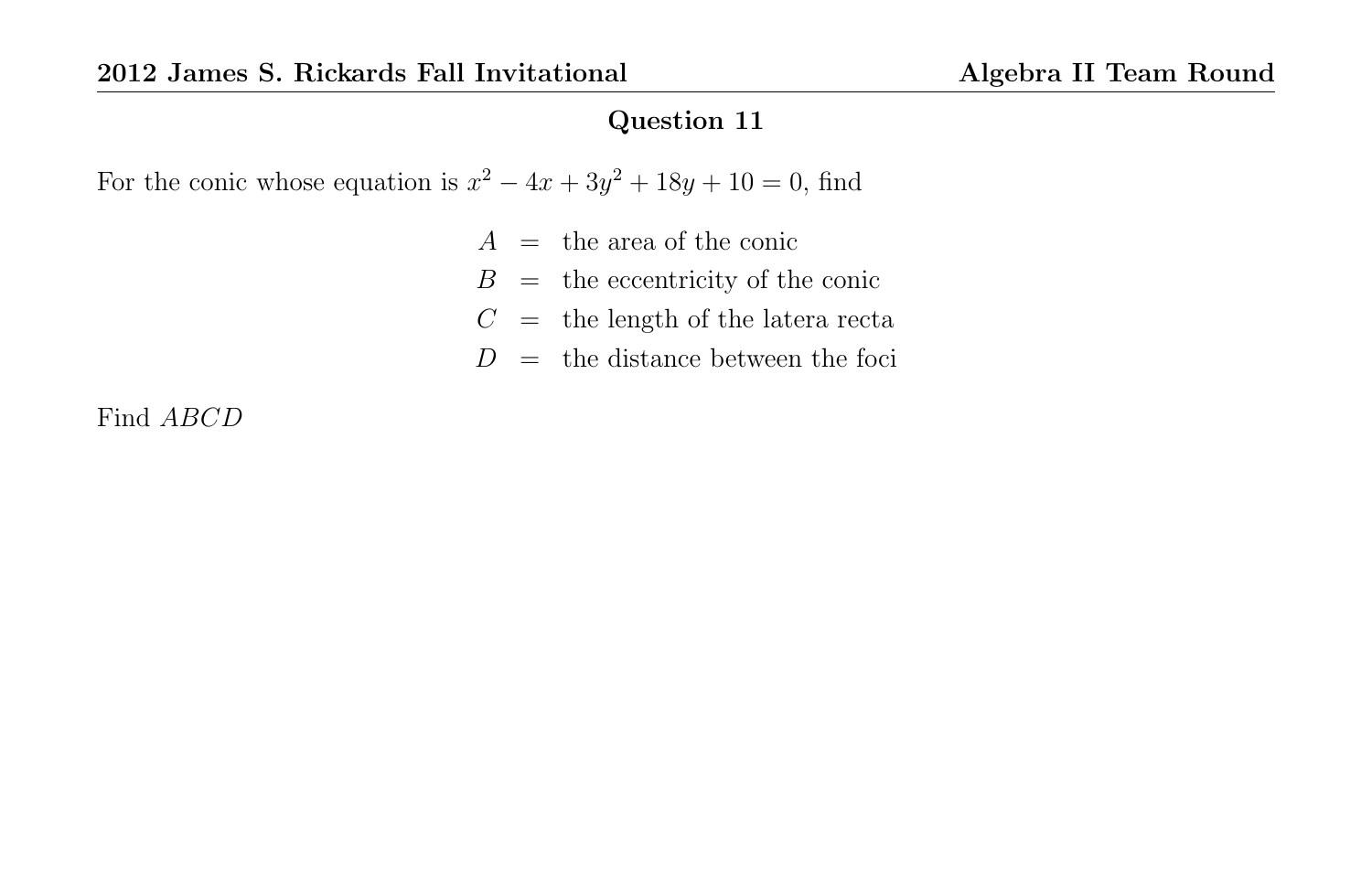## Question 11

For the conic whose equation is $x^2 - 4x + 3y^2 + 18y + 10 = 0$, find

$$
\begin{aligned}
A &= \text{the area of the conic} \\
B &= \text{the eccentricity of the conic} \\
C &= \text{the length of the latera recta} \\
D &= \text{the distance between the foci}
\end{aligned}
$$

Find $ABCD$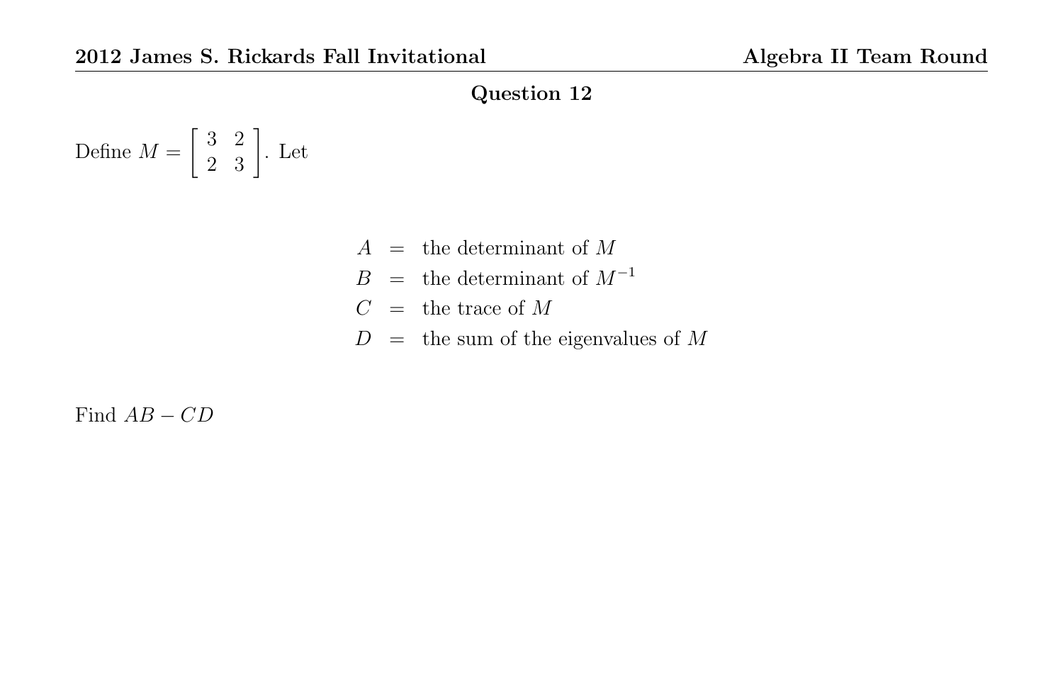## Question 12

Define $M = \begin{bmatrix} 3 & 2 \\ 2 & 3 \end{bmatrix}$. Let

$$
\begin{aligned}
A &= \text{the determinant of } M \\
B &= \text{the determinant of } M^{-1} \\
C &= \text{the trace of } M \\
D &= \text{the sum of the eigenvalues of } M
\end{aligned}
$$

Find $AB - CD$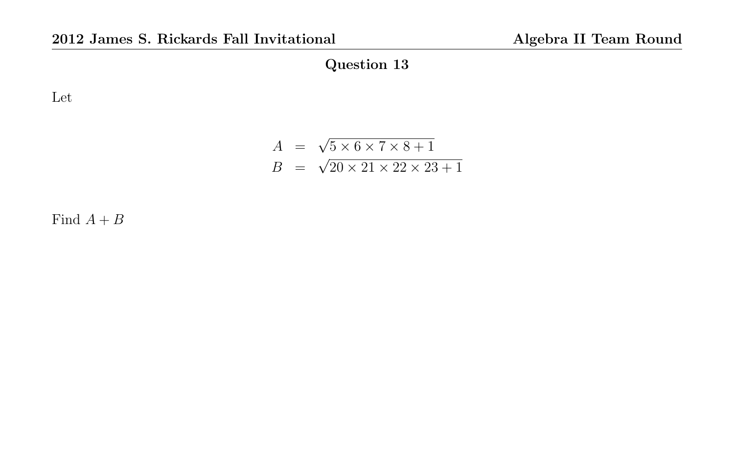## Question 13

Let

$$
\begin{aligned}
A &= \sqrt{5 \times 6 \times 7 \times 8 + 1} \\
B &= \sqrt{20 \times 21 \times 22 \times 23 + 1}
\end{aligned}
$$

Find $A + B$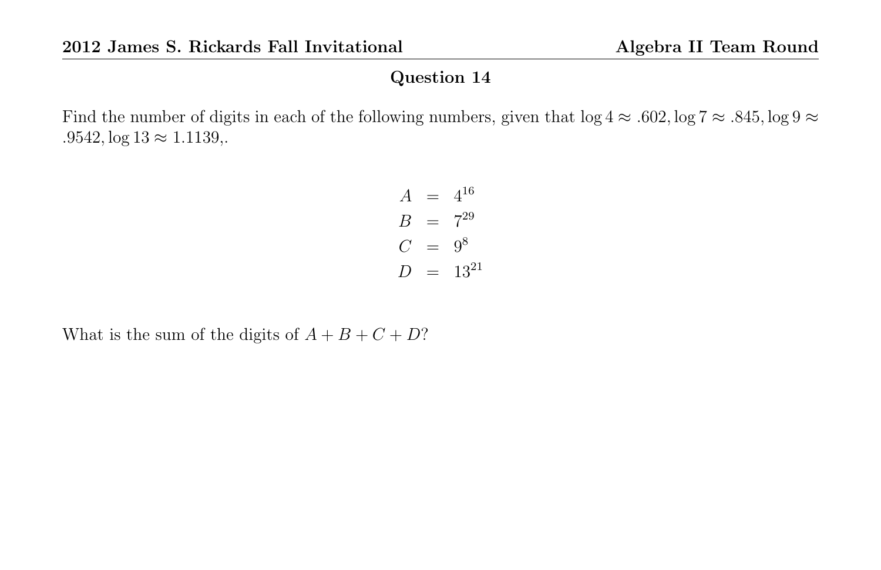## Question 14

Find the number of digits in each of the following numbers, given that $\log 4 \approx .602, \log 7 \approx .845, \log 9 \approx .9542, \log 13 \approx 1.1139,$.

$$
\begin{aligned}
A &= 4^{16} \\
B &= 7^{29} \\
C &= 9^{8} \\
D &= 13^{21}
\end{aligned}
$$

What is the sum of the digits of $A + B + C + D$?